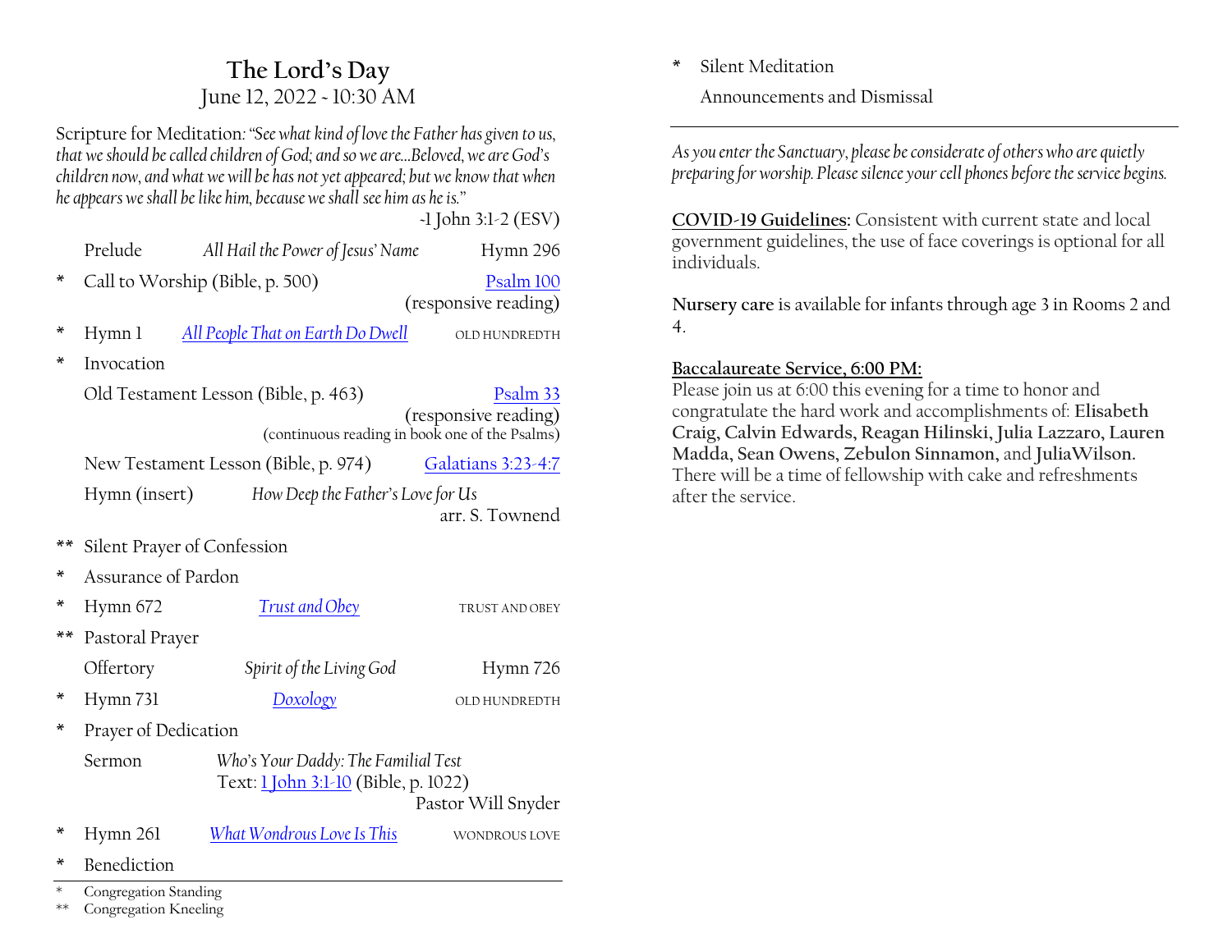# The Lord's Day

June 12, 2022 ~ 10:30 AM

Scripture for Meditation: *"See what kind of love the Father has given to us, that we should be called children of God; and so we are…Beloved, we are God's children now, and what we will be has not yet appeared; but we know that when he appears we shall be like him, because we shall see him as he is."*

~1 John 3:1-2 (ESV)

| | | | |
|---|---|---|---|
| | Prelude | *All Hail the Power of Jesus' Name* | Hymn 296 |
| * | Call to Worship (Bible, p. 500) | | Psalm 100 (responsive reading) |
| * | Hymn 1 | *All People That on Earth Do Dwell* | OLD HUNDREDTH |
| * | Invocation | | |
| | Old Testament Lesson (Bible, p. 463) | | Psalm 33 (responsive reading) (continuous reading in book one of the Psalms) |
| | New Testament Lesson (Bible, p. 974) | | Galatians 3:23-4:7 |
| | Hymn (insert) | *How Deep the Father's Love for Us* | arr. S. Townend |
| ** | Silent Prayer of Confession | | |
| * | Assurance of Pardon | | |
| * | Hymn 672 | *Trust and Obey* | TRUST AND OBEY |
| ** | Pastoral Prayer | | |
| | Offertory | *Spirit of the Living God* | Hymn 726 |
| * | Hymn 731 | *Doxology* | OLD HUNDREDTH |
| * | Prayer of Dedication | | |
| | Sermon | *Who's Your Daddy: The Familial Test* Text: 1 John 3:1-10 (Bible, p. 1022) | Pastor Will Snyder |
| * | Hymn 261 | *What Wondrous Love Is This* | WONDROUS LOVE |
| * | Benediction | | |
| * | Silent Meditation | | |
| | Announcements and Dismissal | | |

\* Congregation Standing
\*\* Congregation Kneeling

---

*As you enter the Sanctuary, please be considerate of others who are quietly preparing for worship. Please silence your cell phones before the service begins.*

**COVID-19 Guidelines:** Consistent with current state and local government guidelines, the use of face coverings is optional for all individuals.

**Nursery care** is available for infants through age 3 in Rooms 2 and 4.

**Baccalaureate Service, 6:00 PM:**
Please join us at 6:00 this evening for a time to honor and congratulate the hard work and accomplishments of: **Elisabeth Craig, Calvin Edwards, Reagan Hilinski, Julia Lazzaro, Lauren Madda, Sean Owens, Zebulon Sinnamon,** and **JuliaWilson.** There will be a time of fellowship with cake and refreshments after the service.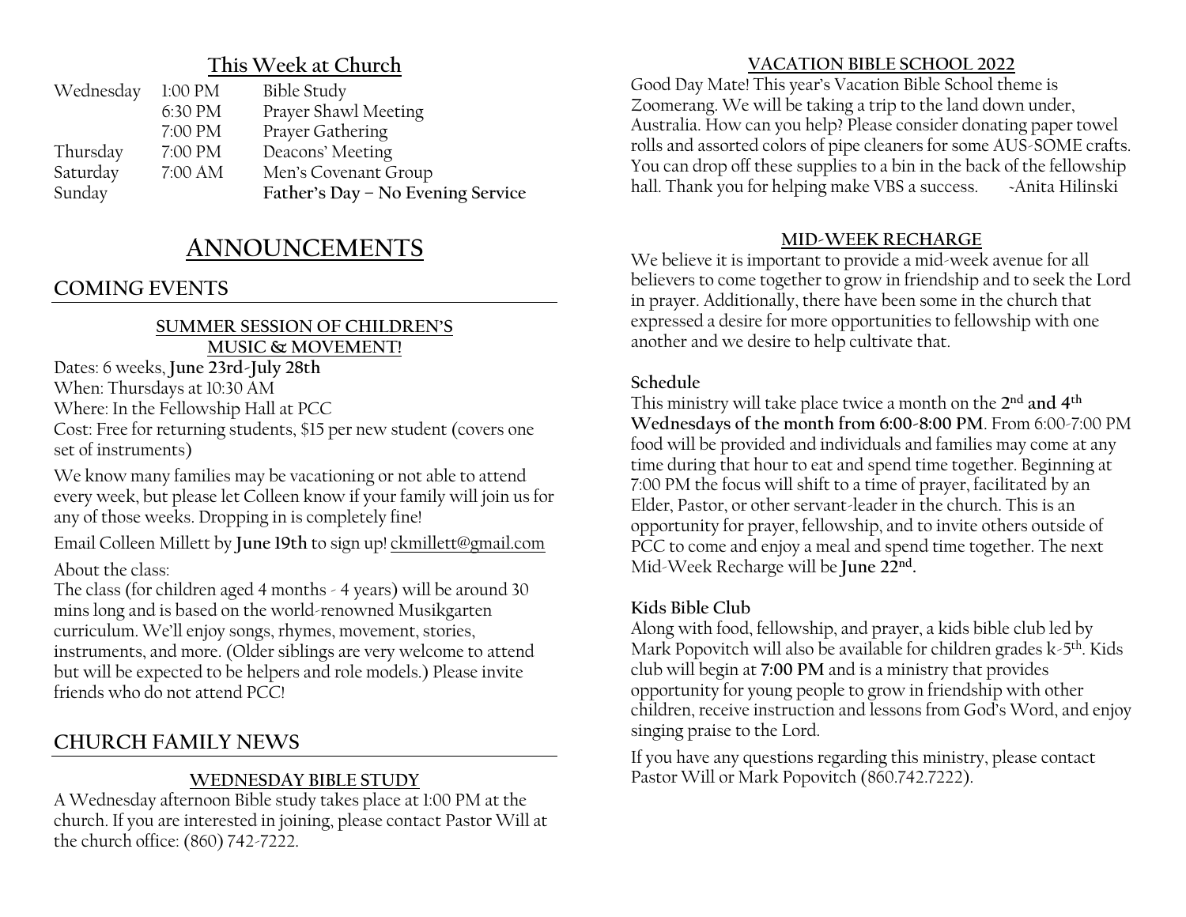## This Week at Church

| | | |
|---|---|---|
| Wednesday | 1:00 PM | Bible Study |
| | 6:30 PM | Prayer Shawl Meeting |
| | 7:00 PM | Prayer Gathering |
| Thursday | 7:00 PM | Deacons' Meeting |
| Saturday | 7:00 AM | Men's Covenant Group |
| Sunday | | **Father's Day – No Evening Service** |

# ANNOUNCEMENTS

## COMING EVENTS

### SUMMER SESSION OF CHILDREN'S MUSIC & MOVEMENT!

Dates: 6 weeks, **June 23rd-July 28th**
When: Thursdays at 10:30 AM
Where: In the Fellowship Hall at PCC
Cost: Free for returning students, $15 per new student (covers one set of instruments)

We know many families may be vacationing or not able to attend every week, but please let Colleen know if your family will join us for any of those weeks. Dropping in is completely fine!

Email Colleen Millett by **June 19th** to sign up! ckmillett@gmail.com

About the class:
The class (for children aged 4 months - 4 years) will be around 30 mins long and is based on the world-renowned Musikgarten curriculum. We'll enjoy songs, rhymes, movement, stories, instruments, and more. (Older siblings are very welcome to attend but will be expected to be helpers and role models.) Please invite friends who do not attend PCC!

## CHURCH FAMILY NEWS

### WEDNESDAY BIBLE STUDY

A Wednesday afternoon Bible study takes place at 1:00 PM at the church. If you are interested in joining, please contact Pastor Will at the church office: (860) 742-7222.

### VACATION BIBLE SCHOOL 2022

Good Day Mate! This year's Vacation Bible School theme is Zoomerang. We will be taking a trip to the land down under, Australia. How can you help? Please consider donating paper towel rolls and assorted colors of pipe cleaners for some AUS-SOME crafts. You can drop off these supplies to a bin in the back of the fellowship hall. Thank you for helping make VBS a success. -Anita Hilinski

### MID-WEEK RECHARGE

We believe it is important to provide a mid-week avenue for all believers to come together to grow in friendship and to seek the Lord in prayer. Additionally, there have been some in the church that expressed a desire for more opportunities to fellowship with one another and we desire to help cultivate that.

**Schedule**
This ministry will take place twice a month on the **2nd and 4th Wednesdays of the month from 6:00-8:00 PM**. From 6:00-7:00 PM food will be provided and individuals and families may come at any time during that hour to eat and spend time together. Beginning at 7:00 PM the focus will shift to a time of prayer, facilitated by an Elder, Pastor, or other servant-leader in the church. This is an opportunity for prayer, fellowship, and to invite others outside of PCC to come and enjoy a meal and spend time together. The next Mid-Week Recharge will be **June 22nd.**

**Kids Bible Club**
Along with food, fellowship, and prayer, a kids bible club led by Mark Popovitch will also be available for children grades k-5th. Kids club will begin at **7:00 PM** and is a ministry that provides opportunity for young people to grow in friendship with other children, receive instruction and lessons from God's Word, and enjoy singing praise to the Lord.

If you have any questions regarding this ministry, please contact Pastor Will or Mark Popovitch (860.742.7222).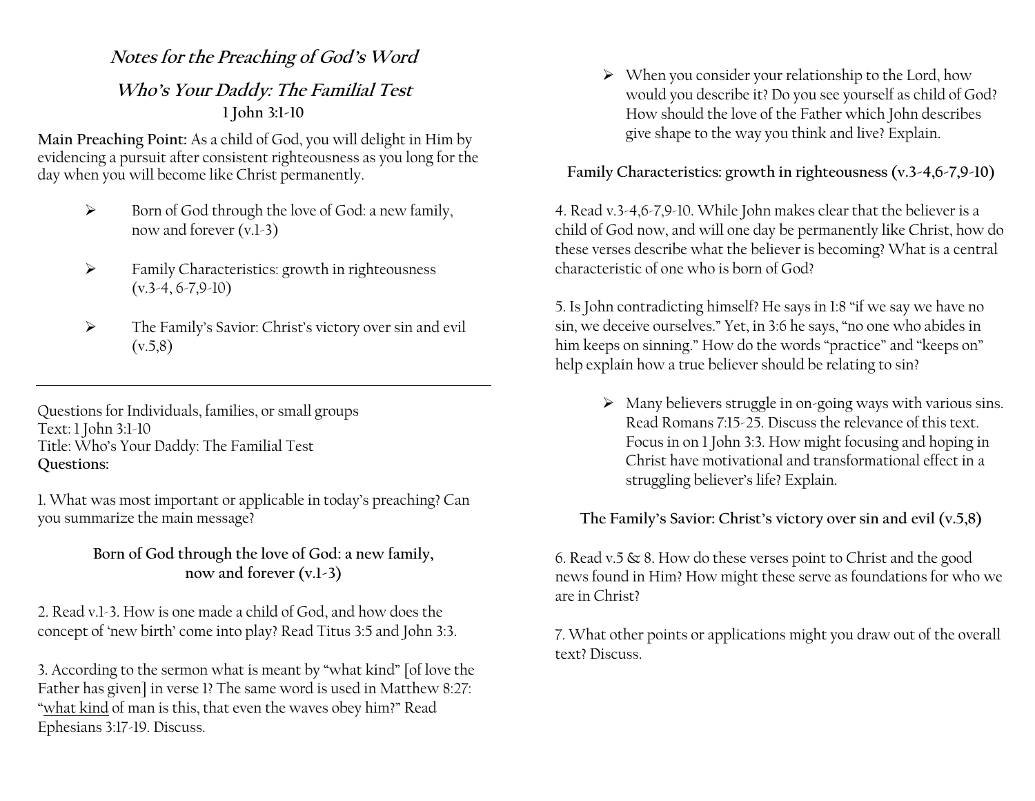## *Notes for the Preaching of God's Word*

## *Who's Your Daddy: The Familial Test*

**1 John 3:1-10**

**Main Preaching Point:** As a child of God, you will delight in Him by evidencing a pursuit after consistent righteousness as you long for the day when you will become like Christ permanently.

- Born of God through the love of God: a new family, now and forever (v.1-3)
- Family Characteristics: growth in righteousness (v.3-4, 6-7,9-10)
- The Family's Savior: Christ's victory over sin and evil (v.5,8)

---

Questions for Individuals, families, or small groups
Text: 1 John 3:1-10
Title: Who's Your Daddy: The Familial Test
**Questions:**

1. What was most important or applicable in today's preaching? Can you summarize the main message?

**Born of God through the love of God: a new family, now and forever (v.1-3)**

2. Read v.1-3. How is one made a child of God, and how does the concept of 'new birth' come into play? Read Titus 3:5 and John 3:3.

3. According to the sermon what is meant by "what kind" [of love the Father has given] in verse 1? The same word is used in Matthew 8:27: "<u>what kind</u> of man is this, that even the waves obey him?" Read Ephesians 3:17-19. Discuss.

- When you consider your relationship to the Lord, how would you describe it? Do you see yourself as child of God? How should the love of the Father which John describes give shape to the way you think and live? Explain.

**Family Characteristics: growth in righteousness (v.3-4,6-7,9-10)**

4. Read v.3-4,6-7,9-10. While John makes clear that the believer is a child of God now, and will one day be permanently like Christ, how do these verses describe what the believer is becoming? What is a central characteristic of one who is born of God?

5. Is John contradicting himself? He says in 1:8 "if we say we have no sin, we deceive ourselves." Yet, in 3:6 he says, "no one who abides in him keeps on sinning." How do the words "practice" and "keeps on" help explain how a true believer should be relating to sin?

- Many believers struggle in on-going ways with various sins. Read Romans 7:15-25. Discuss the relevance of this text. Focus in on 1 John 3:3. How might focusing and hoping in Christ have motivational and transformational effect in a struggling believer's life? Explain.

**The Family's Savior: Christ's victory over sin and evil (v.5,8)**

6. Read v.5 & 8. How do these verses point to Christ and the good news found in Him? How might these serve as foundations for who we are in Christ?

7. What other points or applications might you draw out of the overall text? Discuss.